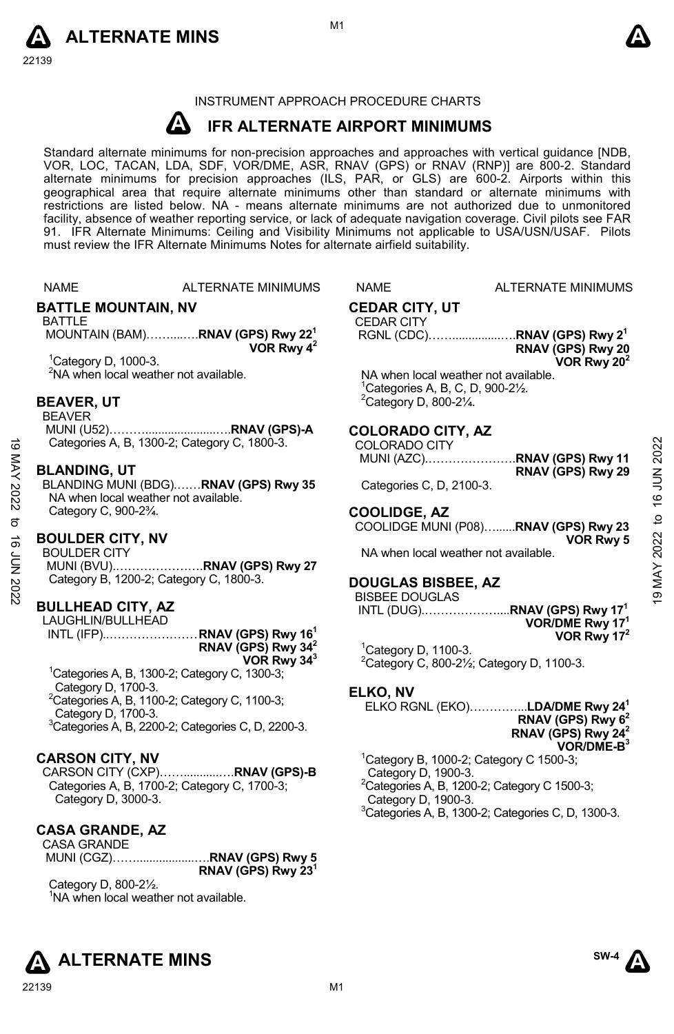INSTRUMENT APPROACH PROCEDURE CHARTS

# IFR ALTERNATE AIRPORT MINIMUMS

Standard alternate minimums for non-precision approaches and approaches with vertical guidance [NDB, VOR, LOC, TACAN, LDA, SDF, VOR/DME, ASR, RNAV (GPS) or RNAV (RNP)] are 800-2. Standard alternate minimums for precision approaches (ILS, PAR, or GLS) are 600-2. Airports within this geographical area that require alternate minimums other than standard or alternate minimums with restrictions are listed below. NA - means alternate minimums are not authorized due to unmonitored facility, absence of weather reporting service, or lack of adequate navigation coverage. Civil pilots see FAR 91. IFR Alternate Minimums: Ceiling and Visibility Minimums not applicable to USA/USN/USAF. Pilots must review the IFR Alternate Minimums Notes for alternate airfield suitability.

NAME — ALTERNATE MINIMUMS

## BATTLE MOUNTAIN, NV

BATTLE MOUNTAIN (BAM)……..….**RNAV (GPS) Rwy 22**[1]
**VOR Rwy 4**[2]

[1]Category D, 1000-3.
[2]NA when local weather not available.

## BEAVER, UT

BEAVER MUNI (U52)………........................…**RNAV (GPS)-A**

Categories A, B, 1300-2; Category C, 1800-3.

## BLANDING, UT

BLANDING MUNI (BDG).……**RNAV (GPS) Rwy 35**

NA when local weather not available.
Category C, 900-2¾.

## BOULDER CITY, NV

BOULDER CITY MUNI (BVU)..…………………**RNAV (GPS) Rwy 27**

Category B, 1200-2; Category C, 1800-3.

## BULLHEAD CITY, AZ

LAUGHLIN/BULLHEAD INTL (IFP)..……………………**RNAV (GPS) Rwy 16**[1]
**RNAV (GPS) Rwy 34**[2]
**VOR Rwy 34**[3]

[1]Categories A, B, 1300-2; Category C, 1300-3; Category D, 1700-3.
[2]Categories A, B, 1100-2; Category C, 1100-3; Category D, 1700-3.
[3]Categories A, B, 2200-2; Categories C, D, 2200-3.

## CARSON CITY, NV

CARSON CITY (CXP).…….............….**RNAV (GPS)-B**

Categories A, B, 1700-2; Category C, 1700-3; Category D, 3000-3.

## CASA GRANDE, AZ

CASA GRANDE MUNI (CGZ)……...................….**RNAV (GPS) Rwy 5**
**RNAV (GPS) Rwy 23**[1]

Category D, 800-2½.
[1]NA when local weather not available.

## CEDAR CITY, UT

CEDAR CITY RGNL (CDC).…….................….**RNAV (GPS) Rwy 2**[1]
**RNAV (GPS) Rwy 20**
**VOR Rwy 20**[2]

NA when local weather not available.
[1]Categories A, B, C, D, 900-2½.
[2]Category D, 800-2¼.

## COLORADO CITY, AZ

COLORADO CITY MUNI (AZC).…………………..**RNAV (GPS) Rwy 11**
**RNAV (GPS) Rwy 29**

Categories C, D, 2100-3.

## COOLIDGE, AZ

COOLIDGE MUNI (P08)….......**RNAV (GPS) Rwy 23**
**VOR Rwy 5**

NA when local weather not available.

## DOUGLAS BISBEE, AZ

BISBEE DOUGLAS INTL (DUG).………………....**RNAV (GPS) Rwy 17**[1]
**VOR/DME Rwy 17**[1]
**VOR Rwy 17**[2]

[1]Category D, 1100-3.
[2]Category C, 800-2½; Category D, 1100-3.

## ELKO, NV

ELKO RGNL (EKO)…………...**LDA/DME Rwy 24**[1]
**RNAV (GPS) Rwy 6**[2]
**RNAV (GPS) Rwy 24**[2]
**VOR/DME-B**[3]

[1]Category B, 1000-2; Category C 1500-3; Category D, 1900-3.
[2]Categories A, B, 1200-2; Category C 1500-3; Category D, 1900-3.
[3]Categories A, B, 1300-2; Categories C, D, 1300-3.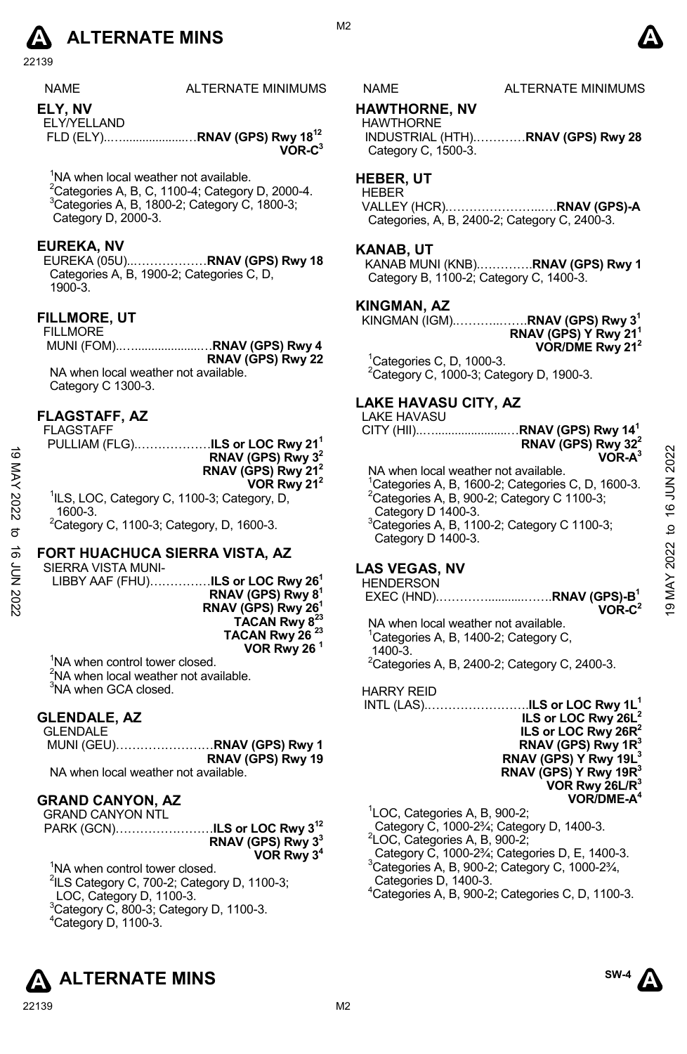| NAME | ALTERNATE MINIMUMS |
|---|---|

## ELY, NV
ELY/YELLAND FLD (ELY)........................**RNAV (GPS) Rwy 18**[12]
**VOR-C**[3]

[1]NA when local weather not available.
[2]Categories A, B, C, 1100-4; Category D, 2000-4.
[3]Categories A, B, 1800-2; Category C, 1800-3; Category D, 2000-3.

## EUREKA, NV
EUREKA (05U)...................**RNAV (GPS) Rwy 18**
Categories A, B, 1900-2; Categories C, D, 1900-3.

## FILLMORE, UT
FILLMORE MUNI (FOM)..........................**RNAV (GPS) Rwy 4**
**RNAV (GPS) Rwy 22**
NA when local weather not available.
Category C 1300-3.

## FLAGSTAFF, AZ
FLAGSTAFF PULLIAM (FLG)..................**ILS or LOC Rwy 21**[1]
**RNAV (GPS) Rwy 3**[2]
**RNAV (GPS) Rwy 21**[2]
**VOR Rwy 21**[2]

[1]ILS, LOC, Category C, 1100-3; Category, D, 1600-3.
[2]Category C, 1100-3; Category, D, 1600-3.

## FORT HUACHUCA SIERRA VISTA, AZ
SIERRA VISTA MUNI-LIBBY AAF (FHU)...............**ILS or LOC Rwy 26**[1]
**RNAV (GPS) Rwy 8**[1]
**RNAV (GPS) Rwy 26**[1]
**TACAN Rwy 8**[23]
**TACAN Rwy 26**[23]
**VOR Rwy 26**[1]

[1]NA when control tower closed.
[2]NA when local weather not available.
[3]NA when GCA closed.

## GLENDALE, AZ
GLENDALE MUNI (GEU)........................**RNAV (GPS) Rwy 1**
**RNAV (GPS) Rwy 19**
NA when local weather not available.

## GRAND CANYON, AZ
GRAND CANYON NTL PARK (GCN)........................**ILS or LOC Rwy 3**[12]
**RNAV (GPS) Rwy 3**[3]
**VOR Rwy 3**[4]

[1]NA when control tower closed.
[2]ILS Category C, 700-2; Category D, 1100-3; LOC, Category D, 1100-3.
[3]Category C, 800-3; Category D, 1100-3.
[4]Category D, 1100-3.

## HAWTHORNE, NV
HAWTHORNE INDUSTRIAL (HTH).............**RNAV (GPS) Rwy 28**
Category C, 1500-3.

## HEBER, UT
HEBER VALLEY (HCR)...........................**RNAV (GPS)-A**
Categories, A, B, 2400-2; Category C, 2400-3.

## KANAB, UT
KANAB MUNI (KNB)..............**RNAV (GPS) Rwy 1**
Category B, 1100-2; Category C, 1400-3.

## KINGMAN, AZ
KINGMAN (IGM)..................**RNAV (GPS) Rwy 3**[1]
**RNAV (GPS) Y Rwy 21**[1]
**VOR/DME Rwy 21**[2]

[1]Categories C, D, 1000-3.
[2]Category C, 1000-3; Category D, 1900-3.

## LAKE HAVASU CITY, AZ
LAKE HAVASU CITY (HII)..........................**RNAV (GPS) Rwy 14**[1]
**RNAV (GPS) Rwy 32**[2]
**VOR-A**[3]

NA when local weather not available.
[1]Categories A, B, 1600-2; Categories C, D, 1600-3.
[2]Categories A, B, 900-2; Category C 1100-3; Category D 1400-3.
[3]Categories A, B, 1100-2; Category C 1100-3; Category D 1400-3.

## LAS VEGAS, NV
HENDERSON EXEC (HND)..............................**RNAV (GPS)-B**[1]
**VOR-C**[2]

NA when local weather not available.
[1]Categories A, B, 1400-2; Category C, 1400-3.
[2]Categories A, B, 2400-2; Category C, 2400-3.

HARRY REID INTL (LAS)..........................**ILS or LOC Rwy 1L**[1]
**ILS or LOC Rwy 26L**[2]
**ILS or LOC Rwy 26R**[2]
**RNAV (GPS) Rwy 1R**[3]
**RNAV (GPS) Y Rwy 19L**[3]
**RNAV (GPS) Y Rwy 19R**[3]
**VOR Rwy 26L/R**[3]
**VOR/DME-A**[4]

[1]LOC, Categories A, B, 900-2; Category C, 1000-2¾; Category D, 1400-3.
[2]LOC, Categories A, B, 900-2; Category C, 1000-2¾; Categories D, E, 1400-3.
[3]Categories A, B, 900-2; Category C, 1000-2¾, Categories D, 1400-3.
[4]Categories A, B, 900-2; Categories C, D, 1100-3.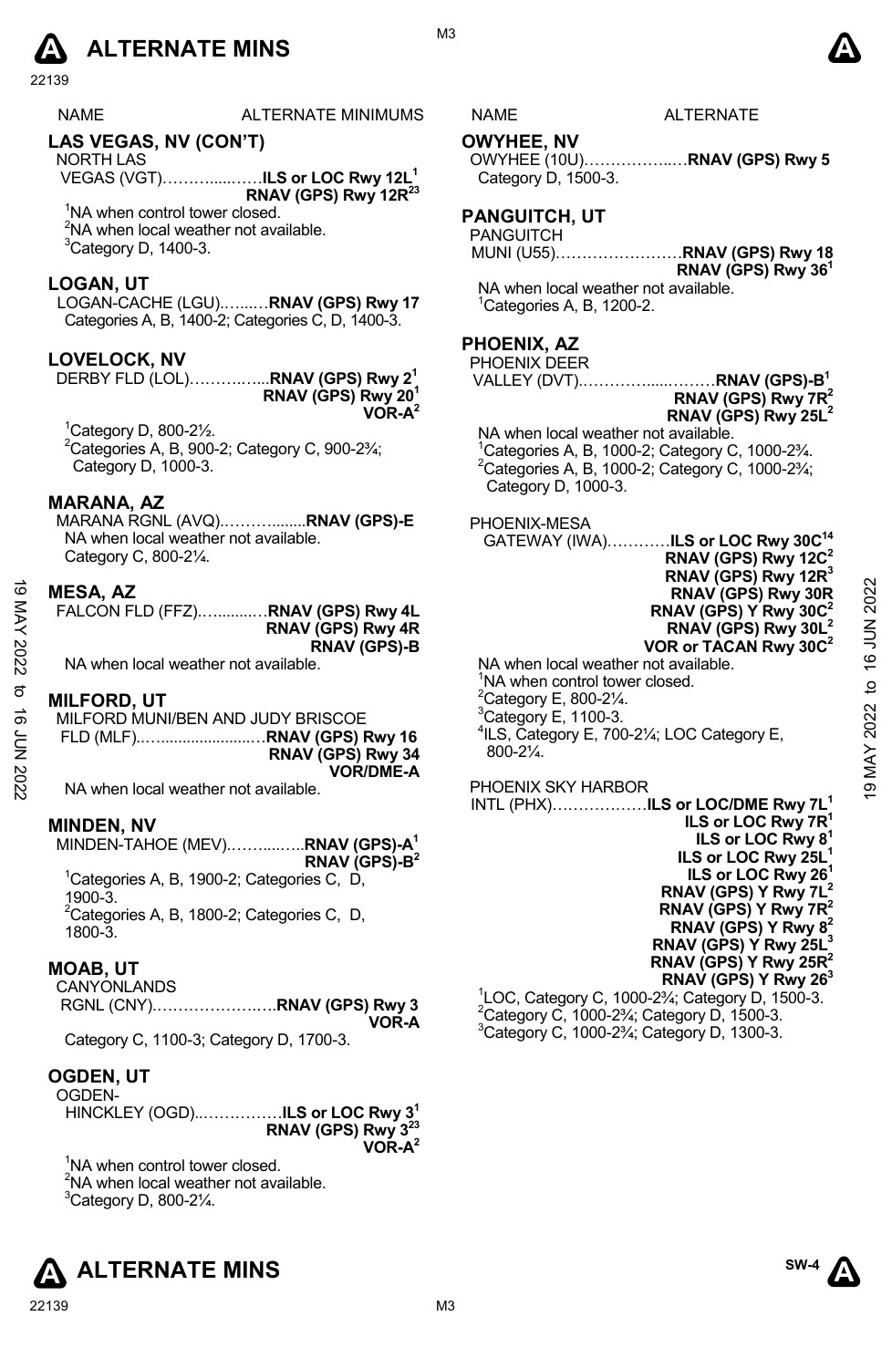| NAME | ALTERNATE MINIMUMS |
|---|---|

## LAS VEGAS, NV (CON'T)

NORTH LAS VEGAS (VGT)……….....……**ILS or LOC Rwy 12L**[1]
**RNAV (GPS) Rwy 12R**[23]

[1]NA when control tower closed.
[2]NA when local weather not available.
[3]Category D, 1400-3.

## LOGAN, UT

LOGAN-CACHE (LGU)……..…**RNAV (GPS) Rwy 17**
Categories A, B, 1400-2; Categories C, D, 1400-3.

## LOVELOCK, NV

DERBY FLD (LOL)……….…...**RNAV (GPS) Rwy 2**[1]
**RNAV (GPS) Rwy 20**[1]
**VOR-A**[2]

[1]Category D, 800-2½.
[2]Categories A, B, 900-2; Category C, 900-2¾; Category D, 1000-3.

## MARANA, AZ

MARANA RGNL (AVQ).……….........**RNAV (GPS)-E**
NA when local weather not available.
Category C, 800-2¼.

## MESA, AZ

FALCON FLD (FFZ).….........…**RNAV (GPS) Rwy 4L**
**RNAV (GPS) Rwy 4R**
**RNAV (GPS)-B**
NA when local weather not available.

## MILFORD, UT

MILFORD MUNI/BEN AND JUDY BRISCOE FLD (MLF)..…......................…**RNAV (GPS) Rwy 16**
**RNAV (GPS) Rwy 34**
**VOR/DME-A**
NA when local weather not available.

## MINDEN, NV

MINDEN-TAHOE (MEV).……....…..**RNAV (GPS)-A**[1]
**RNAV (GPS)-B**[2]

[1]Categories A, B, 1900-2; Categories C, D, 1900-3.
[2]Categories A, B, 1800-2; Categories C, D, 1800-3.

## MOAB, UT

CANYONLANDS RGNL (CNY).………………….…**RNAV (GPS) Rwy 3**
**VOR-A**
Category C, 1100-3; Category D, 1700-3.

## OGDEN, UT

OGDEN-HINCKLEY (OGD)..……………**ILS or LOC Rwy 3**[1]
**RNAV (GPS) Rwy 3**[23]
**VOR-A**[2]

[1]NA when control tower closed.
[2]NA when local weather not available.
[3]Category D, 800-2¼.

## OWYHEE, NV

OWYHEE (10U)……………..…**RNAV (GPS) Rwy 5**
Category D, 1500-3.

## PANGUITCH, UT

PANGUITCH MUNI (U55)……………………**RNAV (GPS) Rwy 18**
**RNAV (GPS) Rwy 36**[1]
NA when local weather not available.
[1]Categories A, B, 1200-2.

## PHOENIX, AZ

PHOENIX DEER VALLEY (DVT).…………......………**RNAV (GPS)-B**[1]
**RNAV (GPS) Rwy 7R**[2]
**RNAV (GPS) Rwy 25L**[2]
NA when local weather not available.
[1]Categories A, B, 1000-2; Category C, 1000-2¾.
[2]Categories A, B, 1000-2; Category C, 1000-2¾; Category D, 1000-3.

PHOENIX-MESA GATEWAY (IWA)…………**ILS or LOC Rwy 30C**[14]
**RNAV (GPS) Rwy 12C**[2]
**RNAV (GPS) Rwy 12R**[3]
**RNAV (GPS) Rwy 30R**
**RNAV (GPS) Y Rwy 30C**[2]
**RNAV (GPS) Rwy 30L**[2]
**VOR or TACAN Rwy 30C**[2]
NA when local weather not available.
[1]NA when control tower closed.
[2]Category E, 800-2¼.
[3]Category E, 1100-3.
[4]ILS, Category E, 700-2¼; LOC Category E, 800-2¼.

PHOENIX SKY HARBOR INTL (PHX)………………**ILS or LOC/DME Rwy 7L**[1]
**ILS or LOC Rwy 7R**[1]
**ILS or LOC Rwy 8**[1]
**ILS or LOC Rwy 25L**[1]
**ILS or LOC Rwy 26**[1]
**RNAV (GPS) Y Rwy 7L**[2]
**RNAV (GPS) Y Rwy 7R**[2]
**RNAV (GPS) Y Rwy 8**[2]
**RNAV (GPS) Y Rwy 25L**[3]
**RNAV (GPS) Y Rwy 25R**[2]
**RNAV (GPS) Y Rwy 26**[3]
[1]LOC, Category C, 1000-2¾; Category D, 1500-3.
[2]Category C, 1000-2¾; Category D, 1500-3.
[3]Category C, 1000-2¾; Category D, 1300-3.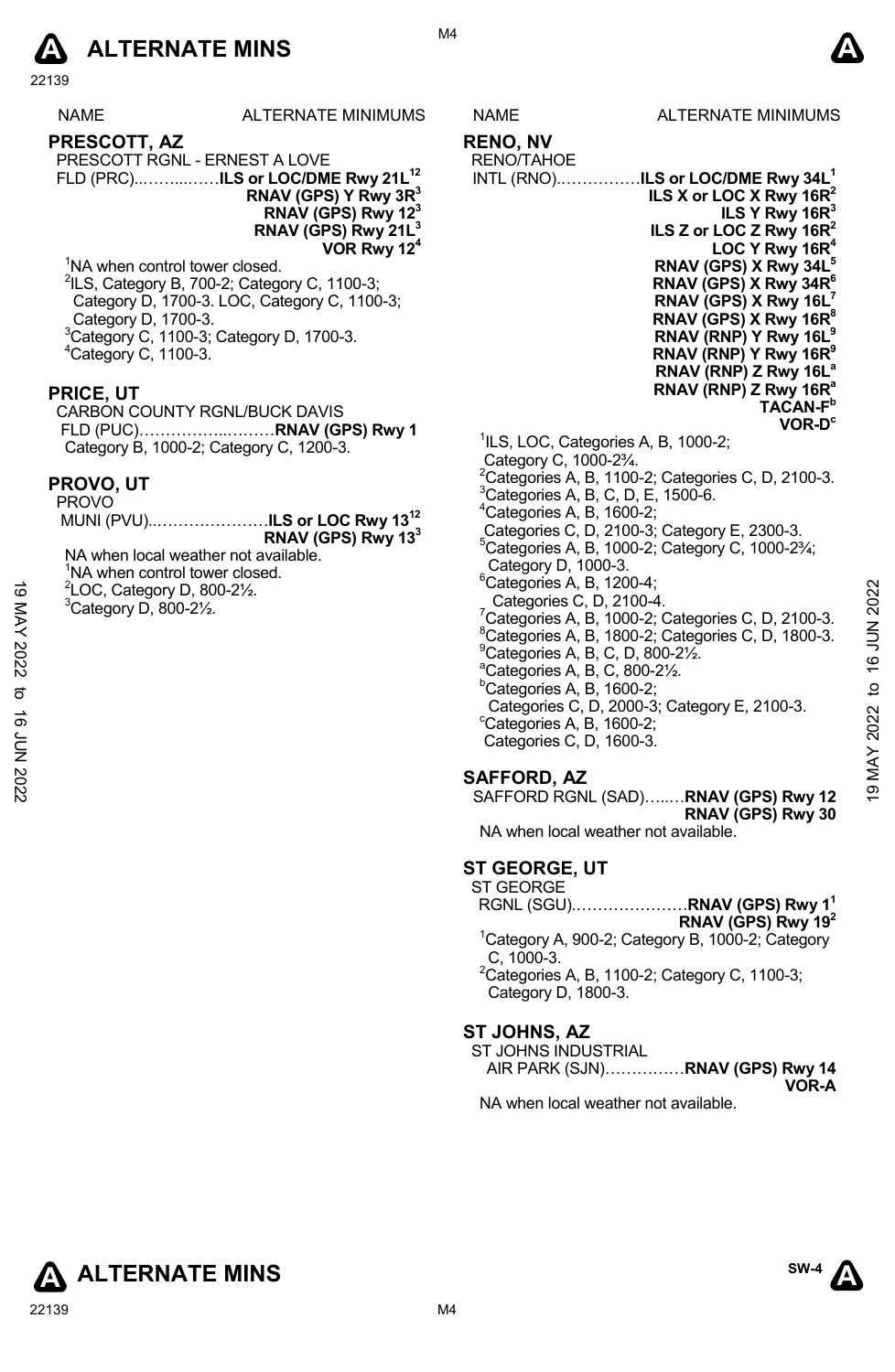| NAME | ALTERNATE MINIMUMS |
| --- | --- |

## PRESCOTT, AZ

PRESCOTT RGNL - ERNEST A LOVE FLD (PRC)..........**ILS or LOC/DME Rwy 21L**[12]
**RNAV (GPS) Y Rwy 3R**[3]
**RNAV (GPS) Rwy 12**[3]
**RNAV (GPS) Rwy 21L**[3]
**VOR Rwy 12**[4]

[1]NA when control tower closed.
[2]ILS, Category B, 700-2; Category C, 1100-3; Category D, 1700-3. LOC, Category C, 1100-3; Category D, 1700-3.
[3]Category C, 1100-3; Category D, 1700-3.
[4]Category C, 1100-3.

## PRICE, UT

CARBON COUNTY RGNL/BUCK DAVIS FLD (PUC)......................**RNAV (GPS) Rwy 1**
Category B, 1000-2; Category C, 1200-3.

## PROVO, UT

PROVO MUNI (PVU)......................**ILS or LOC Rwy 13**[12]
**RNAV (GPS) Rwy 13**[3]

NA when local weather not available.
[1]NA when control tower closed.
[2]LOC, Category D, 800-2½.
[3]Category D, 800-2½.

## RENO, NV

RENO/TAHOE INTL (RNO)................**ILS or LOC/DME Rwy 34L**[1]
**ILS X or LOC X Rwy 16R**[2]
**ILS Y Rwy 16R**[3]
**ILS Z or LOC Z Rwy 16R**[2]
**LOC Y Rwy 16R**[4]
**RNAV (GPS) X Rwy 34L**[5]
**RNAV (GPS) X Rwy 34R**[6]
**RNAV (GPS) X Rwy 16L**[7]
**RNAV (GPS) X Rwy 16R**[8]
**RNAV (RNP) Y Rwy 16L**[9]
**RNAV (RNP) Y Rwy 16R**[9]
**RNAV (RNP) Z Rwy 16L**[a]
**RNAV (RNP) Z Rwy 16R**[a]
**TACAN-F**[b]
**VOR-D**[c]

[1]ILS, LOC, Categories A, B, 1000-2; Category C, 1000-2¾.
[2]Categories A, B, 1100-2; Categories C, D, 2100-3.
[3]Categories A, B, C, D, E, 1500-6.
[4]Categories A, B, 1600-2; Categories C, D, 2100-3; Category E, 2300-3.
[5]Categories A, B, 1000-2; Category C, 1000-2¾; Category D, 1000-3.
[6]Categories A, B, 1200-4; Categories C, D, 2100-4.
[7]Categories A, B, 1000-2; Categories C, D, 2100-3.
[8]Categories A, B, 1800-2; Categories C, D, 1800-3.
[9]Categories A, B, C, D, 800-2½.
[a]Categories A, B, C, 800-2½.
[b]Categories A, B, 1600-2; Categories C, D, 2000-3; Category E, 2100-3.
[c]Categories A, B, 1600-2; Categories C, D, 1600-3.

## SAFFORD, AZ

SAFFORD RGNL (SAD)........**RNAV (GPS) Rwy 12**
**RNAV (GPS) Rwy 30**

NA when local weather not available.

## ST GEORGE, UT

ST GEORGE RGNL (SGU)......................**RNAV (GPS) Rwy 1**[1]
**RNAV (GPS) Rwy 19**[2]

[1]Category A, 900-2; Category B, 1000-2; Category C, 1000-3.
[2]Categories A, B, 1100-2; Category C, 1100-3; Category D, 1800-3.

## ST JOHNS, AZ

ST JOHNS INDUSTRIAL AIR PARK (SJN)...............**RNAV (GPS) Rwy 14**
**VOR-A**

NA when local weather not available.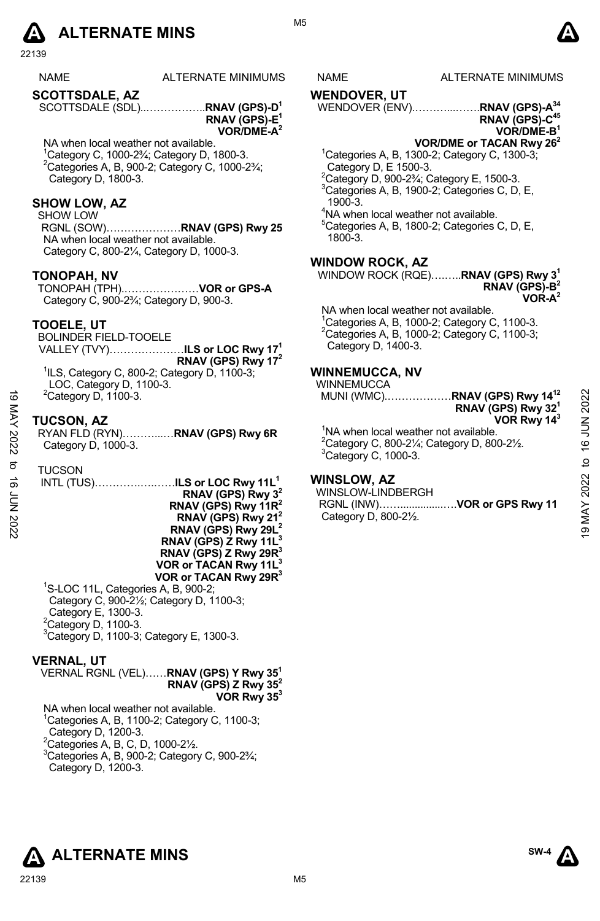| NAME | ALTERNATE MINIMUMS |
|---|---|

## SCOTTSDALE, AZ

SCOTTSDALE (SDL)..................**RNAV (GPS)-D**[1]
**RNAV (GPS)-E**[1]
**VOR/DME-A**[2]

NA when local weather not available.
[1]Category C, 1000-2¾; Category D, 1800-3.
[2]Categories A, B, 900-2; Category C, 1000-2¾; Category D, 1800-3.

## SHOW LOW, AZ

SHOW LOW
RGNL (SOW)…………………**RNAV (GPS) Rwy 25**
NA when local weather not available.
Category C, 800-2¼, Category D, 1000-3.

## TONOPAH, NV

TONOPAH (TPH)…………………**VOR or GPS-A**
Category C, 900-2¾; Category D, 900-3.

## TOOELE, UT

BOLINDER FIELD-TOOELE
VALLEY (TVY)…………………**ILS or LOC Rwy 17**[1]
**RNAV (GPS) Rwy 17**[2]

[1]ILS, Category C, 800-2; Category D, 1100-3; LOC, Category D, 1100-3.
[2]Category D, 1100-3.

## TUCSON, AZ

RYAN FLD (RYN)…………**RNAV (GPS) Rwy 6R**
Category D, 1000-3.

TUCSON
INTL (TUS)…………………**ILS or LOC Rwy 11L**[1]
**RNAV (GPS) Rwy 3**[2]
**RNAV (GPS) Rwy 11R**[2]
**RNAV (GPS) Rwy 21**[2]
**RNAV (GPS) Rwy 29L**[2]
**RNAV (GPS) Z Rwy 11L**[3]
**RNAV (GPS) Z Rwy 29R**[3]
**VOR or TACAN Rwy 11L**[3]
**VOR or TACAN Rwy 29R**[3]

[1]S-LOC 11L, Categories A, B, 900-2; Category C, 900-2½; Category D, 1100-3; Category E, 1300-3.
[2]Category D, 1100-3.
[3]Category D, 1100-3; Category E, 1300-3.

## VERNAL, UT

VERNAL RGNL (VEL)……**RNAV (GPS) Y Rwy 35**[1]
**RNAV (GPS) Z Rwy 35**[2]
**VOR Rwy 35**[3]

NA when local weather not available.
[1]Categories A, B, 1100-2; Category C, 1100-3; Category D, 1200-3.
[2]Categories A, B, C, D, 1000-2½.
[3]Categories A, B, 900-2; Category C, 900-2¾; Category D, 1200-3.

## WENDOVER, UT

WENDOVER (ENV)……………**RNAV (GPS)-A**[3,4]
**RNAV (GPS)-C**[4,5]
**VOR/DME-B**[1]
**VOR/DME or TACAN Rwy 26**[2]

[1]Categories A, B, 1300-2; Category C, 1300-3; Category D, E 1500-3.
[2]Category D, 900-2¾; Category E, 1500-3.
[3]Categories A, B, 1900-2; Categories C, D, E, 1900-3.
[4]NA when local weather not available.
[5]Categories A, B, 1800-2; Categories C, D, E, 1800-3.

## WINDOW ROCK, AZ

WINDOW ROCK (RQE)……..**RNAV (GPS) Rwy 3**[1]
**RNAV (GPS)-B**[2]
**VOR-A**[2]

NA when local weather not available.
[1]Categories A, B, 1000-2; Category C, 1100-3.
[2]Categories A, B, 1000-2; Category C, 1100-3; Category D, 1400-3.

## WINNEMUCCA, NV

WINNEMUCCA
MUNI (WMC)………………**RNAV (GPS) Rwy 14**[1,2]
**RNAV (GPS) Rwy 32**[1]
**VOR Rwy 14**[3]

[1]NA when local weather not available.
[2]Category C, 800-2¼; Category D, 800-2½.
[3]Category C, 1000-3.

## WINSLOW, AZ

WINSLOW-LINDBERGH
RGNL (INW)……………….**VOR or GPS Rwy 11**
Category D, 800-2½.